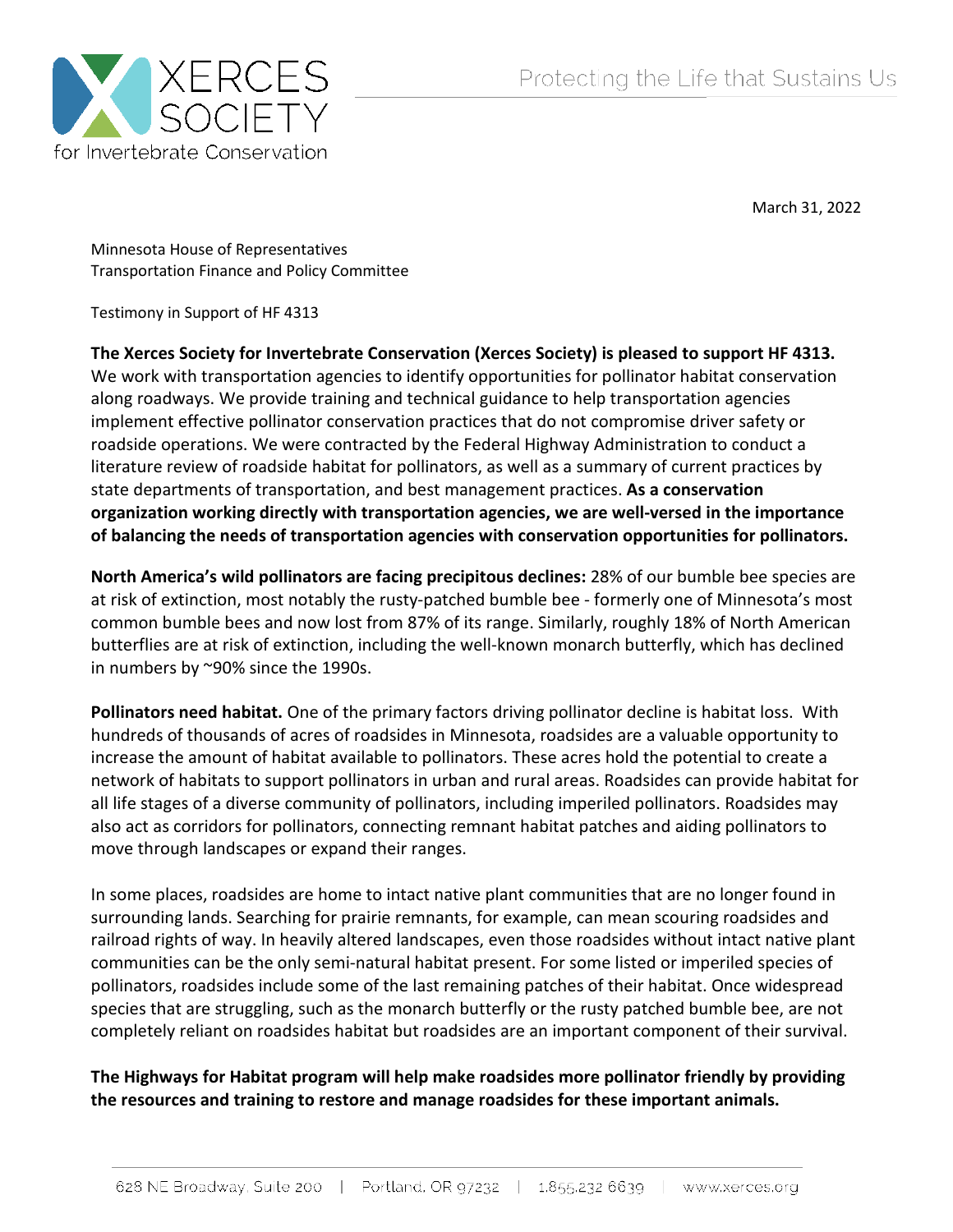March 31, 2022

Minnesota House of Representatives
Transportation Finance and Policy Committee

Testimony in Support of HF 4313

**The Xerces Society for Invertebrate Conservation (Xerces Society) is pleased to support HF 4313.** We work with transportation agencies to identify opportunities for pollinator habitat conservation along roadways. We provide training and technical guidance to help transportation agencies implement effective pollinator conservation practices that do not compromise driver safety or roadside operations. We were contracted by the Federal Highway Administration to conduct a literature review of roadside habitat for pollinators, as well as a summary of current practices by state departments of transportation, and best management practices. **As a conservation organization working directly with transportation agencies, we are well-versed in the importance of balancing the needs of transportation agencies with conservation opportunities for pollinators.**

**North America's wild pollinators are facing precipitous declines:** 28% of our bumble bee species are at risk of extinction, most notably the rusty-patched bumble bee - formerly one of Minnesota's most common bumble bees and now lost from 87% of its range. Similarly, roughly 18% of North American butterflies are at risk of extinction, including the well-known monarch butterfly, which has declined in numbers by ~90% since the 1990s.

**Pollinators need habitat.** One of the primary factors driving pollinator decline is habitat loss. With hundreds of thousands of acres of roadsides in Minnesota, roadsides are a valuable opportunity to increase the amount of habitat available to pollinators. These acres hold the potential to create a network of habitats to support pollinators in urban and rural areas. Roadsides can provide habitat for all life stages of a diverse community of pollinators, including imperiled pollinators. Roadsides may also act as corridors for pollinators, connecting remnant habitat patches and aiding pollinators to move through landscapes or expand their ranges.

In some places, roadsides are home to intact native plant communities that are no longer found in surrounding lands. Searching for prairie remnants, for example, can mean scouring roadsides and railroad rights of way. In heavily altered landscapes, even those roadsides without intact native plant communities can be the only semi-natural habitat present. For some listed or imperiled species of pollinators, roadsides include some of the last remaining patches of their habitat. Once widespread species that are struggling, such as the monarch butterfly or the rusty patched bumble bee, are not completely reliant on roadsides habitat but roadsides are an important component of their survival.

**The Highways for Habitat program will help make roadsides more pollinator friendly by providing the resources and training to restore and manage roadsides for these important animals.**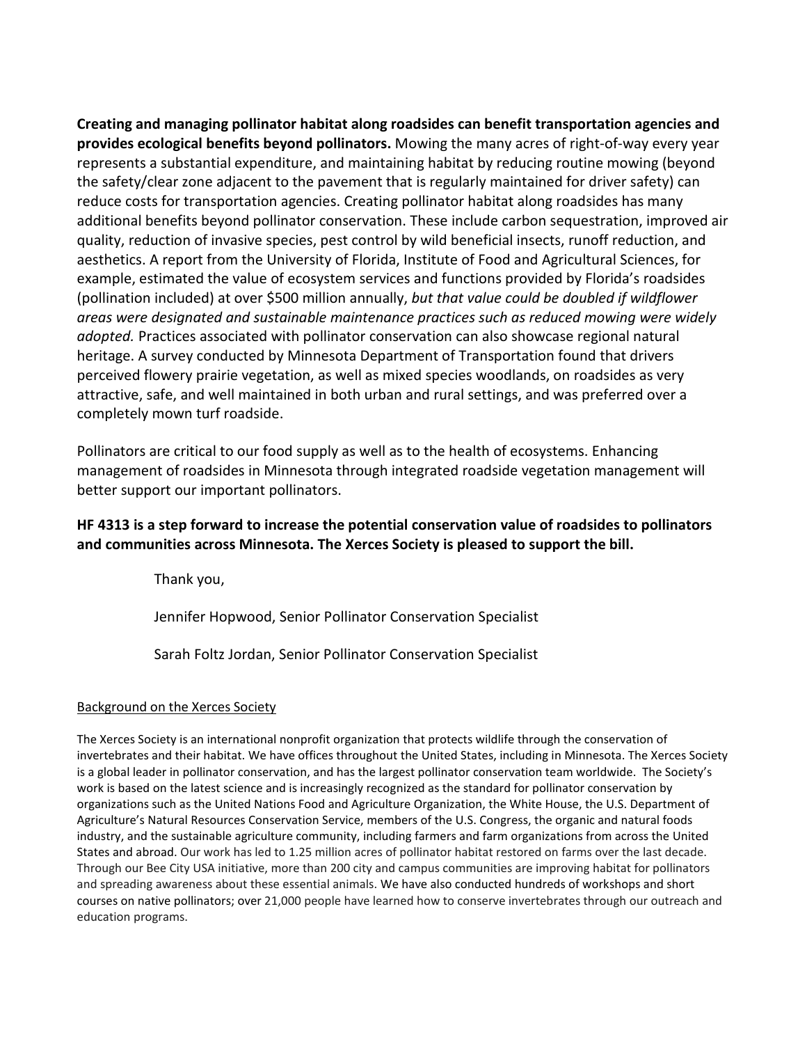**Creating and managing pollinator habitat along roadsides can benefit transportation agencies and provides ecological benefits beyond pollinators.** Mowing the many acres of right-of-way every year represents a substantial expenditure, and maintaining habitat by reducing routine mowing (beyond the safety/clear zone adjacent to the pavement that is regularly maintained for driver safety) can reduce costs for transportation agencies. Creating pollinator habitat along roadsides has many additional benefits beyond pollinator conservation. These include carbon sequestration, improved air quality, reduction of invasive species, pest control by wild beneficial insects, runoff reduction, and aesthetics. A report from the University of Florida, Institute of Food and Agricultural Sciences, for example, estimated the value of ecosystem services and functions provided by Florida's roadsides (pollination included) at over $500 million annually, *but that value could be doubled if wildflower areas were designated and sustainable maintenance practices such as reduced mowing were widely adopted.* Practices associated with pollinator conservation can also showcase regional natural heritage. A survey conducted by Minnesota Department of Transportation found that drivers perceived flowery prairie vegetation, as well as mixed species woodlands, on roadsides as very attractive, safe, and well maintained in both urban and rural settings, and was preferred over a completely mown turf roadside.

Pollinators are critical to our food supply as well as to the health of ecosystems. Enhancing management of roadsides in Minnesota through integrated roadside vegetation management will better support our important pollinators.

**HF 4313 is a step forward to increase the potential conservation value of roadsides to pollinators and communities across Minnesota. The Xerces Society is pleased to support the bill.**

Thank you,

Jennifer Hopwood, Senior Pollinator Conservation Specialist

Sarah Foltz Jordan, Senior Pollinator Conservation Specialist

<u>Background on the Xerces Society</u>

The Xerces Society is an international nonprofit organization that protects wildlife through the conservation of invertebrates and their habitat. We have offices throughout the United States, including in Minnesota. The Xerces Society is a global leader in pollinator conservation, and has the largest pollinator conservation team worldwide. The Society's work is based on the latest science and is increasingly recognized as the standard for pollinator conservation by organizations such as the United Nations Food and Agriculture Organization, the White House, the U.S. Department of Agriculture's Natural Resources Conservation Service, members of the U.S. Congress, the organic and natural foods industry, and the sustainable agriculture community, including farmers and farm organizations from across the United States and abroad. Our work has led to 1.25 million acres of pollinator habitat restored on farms over the last decade. Through our Bee City USA initiative, more than 200 city and campus communities are improving habitat for pollinators and spreading awareness about these essential animals. We have also conducted hundreds of workshops and short courses on native pollinators; over 21,000 people have learned how to conserve invertebrates through our outreach and education programs.